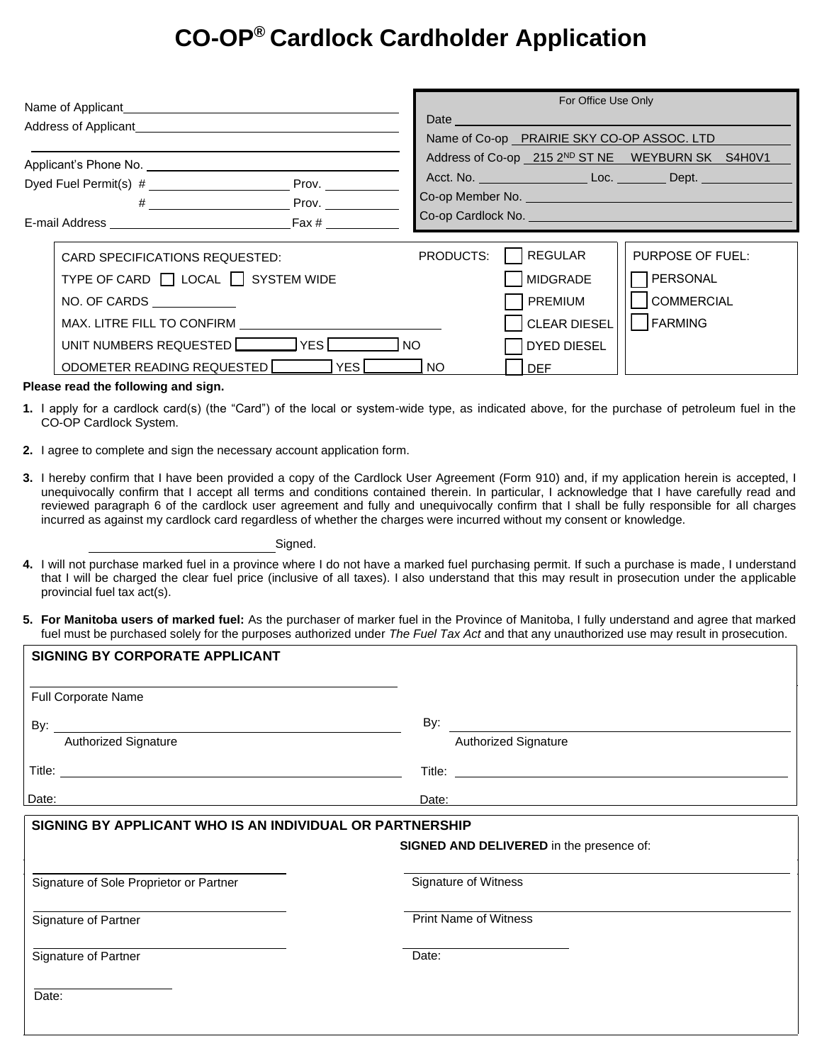# CO-OP® Cardlock Cardholder Application

Name of Applicant ____________________

Address of Applicant ____________________

____________________

Applicant's Phone No. ____________________

Dyed Fuel Permit(s) # ____________ Prov. ________

# ____________ Prov. ________

E-mail Address ____________________ Fax # ________

| For Office Use Only |
|---|
| Date ____________________ |
| Name of Co-op PRAIRIE SKY CO-OP ASSOC. LTD |
| Address of Co-op 215 2ND ST NE WEYBURN SK S4H0V1 |
| Acct. No. ____________ Loc. ________ Dept. ________ |
| Co-op Member No. ____________________ |
| Co-op Cardlock No. ____________________ |

| CARD SPECIFICATIONS REQUESTED: | PRODUCTS: | PURPOSE OF FUEL: |
|---|---|---|
| TYPE OF CARD ☐ LOCAL ☐ SYSTEM WIDE | ☐ REGULAR | ☐ PERSONAL |
| NO. OF CARDS ________ | ☐ MIDGRADE | ☐ COMMERCIAL |
| MAX. LITRE FILL TO CONFIRM ____________ | ☐ PREMIUM | ☐ FARMING |
| UNIT NUMBERS REQUESTED ☐ YES ☐ NO | ☐ CLEAR DIESEL | |
| ODOMETER READING REQUESTED ☐ YES ☐ NO | ☐ DYED DIESEL | |
| | ☐ DEF | |

**Please read the following and sign.**

**1.** I apply for a cardlock card(s) (the "Card") of the local or system-wide type, as indicated above, for the purchase of petroleum fuel in the CO-OP Cardlock System.

**2.** I agree to complete and sign the necessary account application form.

**3.** I hereby confirm that I have been provided a copy of the Cardlock User Agreement (Form 910) and, if my application herein is accepted, I unequivocally confirm that I accept all terms and conditions contained therein. In particular, I acknowledge that I have carefully read and reviewed paragraph 6 of the cardlock user agreement and fully and unequivocally confirm that I shall be fully responsible for all charges incurred as against my cardlock card regardless of whether the charges were incurred without my consent or knowledge.

____________________ Signed.

**4.** I will not purchase marked fuel in a province where I do not have a marked fuel purchasing permit. If such a purchase is made, I understand that I will be charged the clear fuel price (inclusive of all taxes). I also understand that this may result in prosecution under the applicable provincial fuel tax act(s).

**5. For Manitoba users of marked fuel:** As the purchaser of marker fuel in the Province of Manitoba, I fully understand and agree that marked fuel must be purchased solely for the purposes authorized under *The Fuel Tax Act* and that any unauthorized use may result in prosecution.

## SIGNING BY CORPORATE APPLICANT

____________________
Full Corporate Name

| By: ____________________ | By: ____________________ |
|---|---|
| Authorized Signature | Authorized Signature |
| Title: ____________________ | Title: ____________________ |
| Date: | Date: |

## SIGNING BY APPLICANT WHO IS AN INDIVIDUAL OR PARTNERSHIP

| | **SIGNED AND DELIVERED** in the presence of: |
|---|---|
| ____________________ Signature of Sole Proprietor or Partner | ____________________ Signature of Witness |
| ____________________ Signature of Partner | ____________________ Print Name of Witness |
| ____________________ Signature of Partner | ____________________ Date: |
| ____________ Date: | |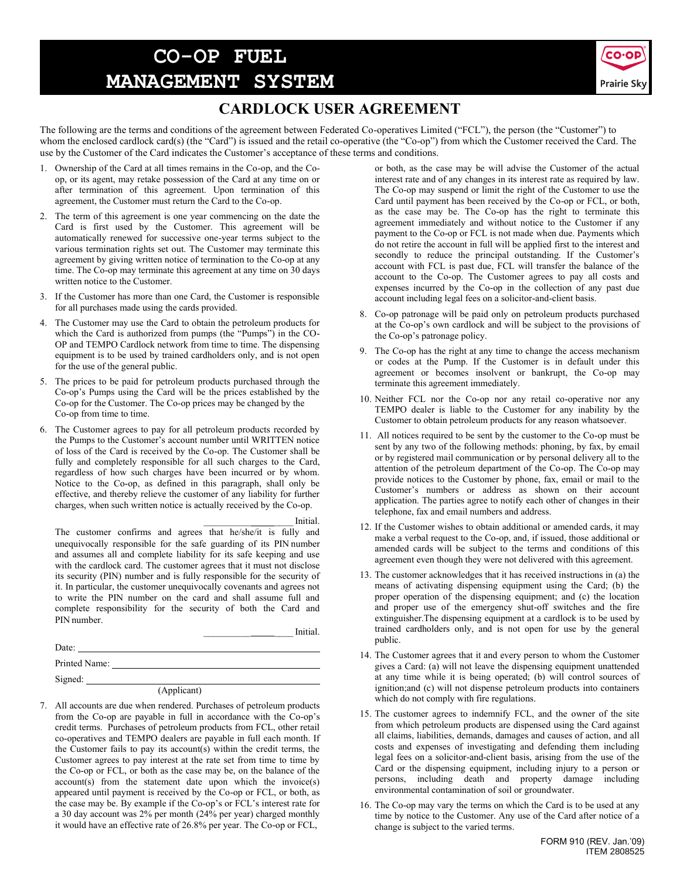# CO-OP FUEL MANAGEMENT SYSTEM

CO-OP Prairie Sky

## CARDLOCK USER AGREEMENT

The following are the terms and conditions of the agreement between Federated Co-operatives Limited ("FCL"), the person (the "Customer") to whom the enclosed cardlock card(s) (the "Card") is issued and the retail co-operative (the "Co-op") from which the Customer received the Card. The use by the Customer of the Card indicates the Customer's acceptance of these terms and conditions.

1. Ownership of the Card at all times remains in the Co-op, and the Co-op, or its agent, may retake possession of the Card at any time on or after termination of this agreement. Upon termination of this agreement, the Customer must return the Card to the Co-op.

2. The term of this agreement is one year commencing on the date the Card is first used by the Customer. This agreement will be automatically renewed for successive one-year terms subject to the various termination rights set out. The Customer may terminate this agreement by giving written notice of termination to the Co-op at any time. The Co-op may terminate this agreement at any time on 30 days written notice to the Customer.

3. If the Customer has more than one Card, the Customer is responsible for all purchases made using the cards provided.

4. The Customer may use the Card to obtain the petroleum products for which the Card is authorized from pumps (the "Pumps") in the CO-OP and TEMPO Cardlock network from time to time. The dispensing equipment is to be used by trained cardholders only, and is not open for the use of the general public.

5. The prices to be paid for petroleum products purchased through the Co-op's Pumps using the Card will be the prices established by the Co-op for the Customer. The Co-op prices may be changed by the Co-op from time to time.

6. The Customer agrees to pay for all petroleum products recorded by the Pumps to the Customer's account number until WRITTEN notice of loss of the Card is received by the Co-op. The Customer shall be fully and completely responsible for all such charges to the Card, regardless of how such charges have been incurred or by whom. Notice to the Co-op, as defined in this paragraph, shall only be effective, and thereby relieve the customer of any liability for further charges, when such written notice is actually received by the Co-op.

   ______________ Initial.

   The customer confirms and agrees that he/she/it is fully and unequivocally responsible for the safe guarding of its PIN number and assumes all and complete liability for its safe keeping and use with the cardlock card. The customer agrees that it must not disclose its security (PIN) number and is fully responsible for the security of it. In particular, the customer unequivocally covenants and agrees not to write the PIN number on the card and shall assume full and complete responsibility for the security of both the Card and PIN number.

   ______________ Initial.

   Date: ______________________

   Printed Name: ______________________

   Signed: ______________________
   (Applicant)

7. All accounts are due when rendered. Purchases of petroleum products from the Co-op are payable in full in accordance with the Co-op's credit terms. Purchases of petroleum products from FCL, other retail co-operatives and TEMPO dealers are payable in full each month. If the Customer fails to pay its account(s) within the credit terms, the Customer agrees to pay interest at the rate set from time to time by the Co-op or FCL, or both as the case may be, on the balance of the account(s) from the statement date upon which the invoice(s) appeared until payment is received by the Co-op or FCL, or both, as the case may be. By example if the Co-op's or FCL's interest rate for a 30 day account was 2% per month (24% per year) charged monthly it would have an effective rate of 26.8% per year. The Co-op or FCL, or both, as the case may be will advise the Customer of the actual interest rate and of any changes in its interest rate as required by law. The Co-op may suspend or limit the right of the Customer to use the Card until payment has been received by the Co-op or FCL, or both, as the case may be. The Co-op has the right to terminate this agreement immediately and without notice to the Customer if any payment to the Co-op or FCL is not made when due. Payments which do not retire the account in full will be applied first to the interest and secondly to reduce the principal outstanding. If the Customer's account with FCL is past due, FCL will transfer the balance of the account to the Co-op. The Customer agrees to pay all costs and expenses incurred by the Co-op in the collection of any past due account including legal fees on a solicitor-and-client basis.

8. Co-op patronage will be paid only on petroleum products purchased at the Co-op's own cardlock and will be subject to the provisions of the Co-op's patronage policy.

9. The Co-op has the right at any time to change the access mechanism or codes at the Pump. If the Customer is in default under this agreement or becomes insolvent or bankrupt, the Co-op may terminate this agreement immediately.

10. Neither FCL nor the Co-op nor any retail co-operative nor any TEMPO dealer is liable to the Customer for any inability by the Customer to obtain petroleum products for any reason whatsoever.

11. All notices required to be sent by the customer to the Co-op must be sent by any two of the following methods: phoning, by fax, by email or by registered mail communication or by personal delivery all to the attention of the petroleum department of the Co-op. The Co-op may provide notices to the Customer by phone, fax, email or mail to the Customer's numbers or address as shown on their account application. The parties agree to notify each other of changes in their telephone, fax and email numbers and address.

12. If the Customer wishes to obtain additional or amended cards, it may make a verbal request to the Co-op, and, if issued, those additional or amended cards will be subject to the terms and conditions of this agreement even though they were not delivered with this agreement.

13. The customer acknowledges that it has received instructions in (a) the means of activating dispensing equipment using the Card; (b) the proper operation of the dispensing equipment; and (c) the location and proper use of the emergency shut-off switches and the fire extinguisher.The dispensing equipment at a cardlock is to be used by trained cardholders only, and is not open for use by the general public.

14. The Customer agrees that it and every person to whom the Customer gives a Card: (a) will not leave the dispensing equipment unattended at any time while it is being operated; (b) will control sources of ignition;and (c) will not dispense petroleum products into containers which do not comply with fire regulations.

15. The customer agrees to indemnify FCL, and the owner of the site from which petroleum products are dispensed using the Card against all claims, liabilities, demands, damages and causes of action, and all costs and expenses of investigating and defending them including legal fees on a solicitor-and-client basis, arising from the use of the Card or the dispensing equipment, including injury to a person or persons, including death and property damage including environmental contamination of soil or groundwater.

16. The Co-op may vary the terms on which the Card is to be used at any time by notice to the Customer. Any use of the Card after notice of a change is subject to the varied terms.

FORM 910 (REV. Jan.'09)
ITEM 2808525